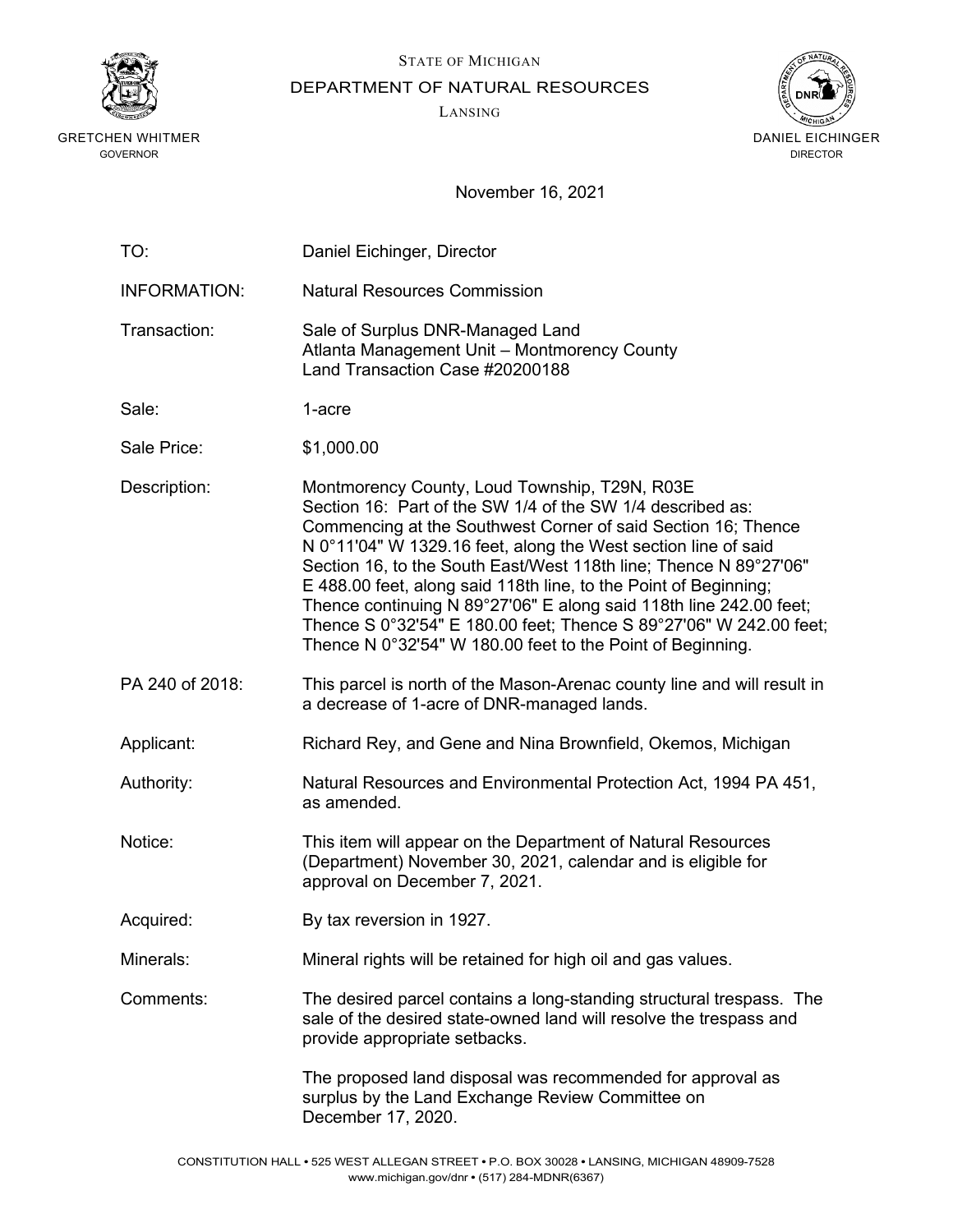STATE OF MICHIGAN

DEPARTMENT OF NATURAL RESOURCES

LANSING

GRETCHEN WHITMER
GOVERNOR

DANIEL EICHINGER
DIRECTOR

November 16, 2021

TO: Daniel Eichinger, Director

INFORMATION: Natural Resources Commission

Transaction: Sale of Surplus DNR-Managed Land
Atlanta Management Unit – Montmorency County
Land Transaction Case #20200188

Sale: 1-acre

Sale Price: $1,000.00

Description: Montmorency County, Loud Township, T29N, R03E
Section 16: Part of the SW 1/4 of the SW 1/4 described as: Commencing at the Southwest Corner of said Section 16; Thence N 0°11'04" W 1329.16 feet, along the West section line of said Section 16, to the South East/West 118th line; Thence N 89°27'06" E 488.00 feet, along said 118th line, to the Point of Beginning; Thence continuing N 89°27'06" E along said 118th line 242.00 feet; Thence S 0°32'54" E 180.00 feet; Thence S 89°27'06" W 242.00 feet; Thence N 0°32'54" W 180.00 feet to the Point of Beginning.

PA 240 of 2018: This parcel is north of the Mason-Arenac county line and will result in a decrease of 1-acre of DNR-managed lands.

Applicant: Richard Rey, and Gene and Nina Brownfield, Okemos, Michigan

Authority: Natural Resources and Environmental Protection Act, 1994 PA 451, as amended.

Notice: This item will appear on the Department of Natural Resources (Department) November 30, 2021, calendar and is eligible for approval on December 7, 2021.

Acquired: By tax reversion in 1927.

Minerals: Mineral rights will be retained for high oil and gas values.

Comments: The desired parcel contains a long-standing structural trespass. The sale of the desired state-owned land will resolve the trespass and provide appropriate setbacks.

The proposed land disposal was recommended for approval as surplus by the Land Exchange Review Committee on December 17, 2020.

CONSTITUTION HALL • 525 WEST ALLEGAN STREET • P.O. BOX 30028 • LANSING, MICHIGAN 48909-7528
www.michigan.gov/dnr • (517) 284-MDNR(6367)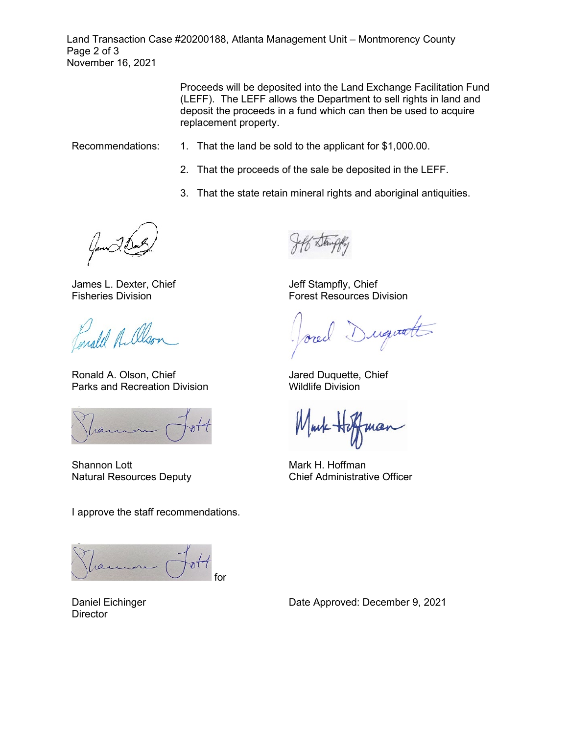Proceeds will be deposited into the Land Exchange Facilitation Fund (LEFF). The LEFF allows the Department to sell rights in land and deposit the proceeds in a fund which can then be used to acquire replacement property.

Recommendations:

1. That the land be sold to the applicant for $1,000.00.
2. That the proceeds of the sale be deposited in the LEFF.
3. That the state retain mineral rights and aboriginal antiquities.

James L. Dexter, Chief
Fisheries Division

Jeff Stampfly, Chief
Forest Resources Division

Ronald A. Olson, Chief
Parks and Recreation Division

Jared Duquette, Chief
Wildlife Division

Shannon Lott
Natural Resources Deputy

Mark H. Hoffman
Chief Administrative Officer

I approve the staff recommendations.

Shannon Lott for

Daniel Eichinger
Director

Date Approved: December 9, 2021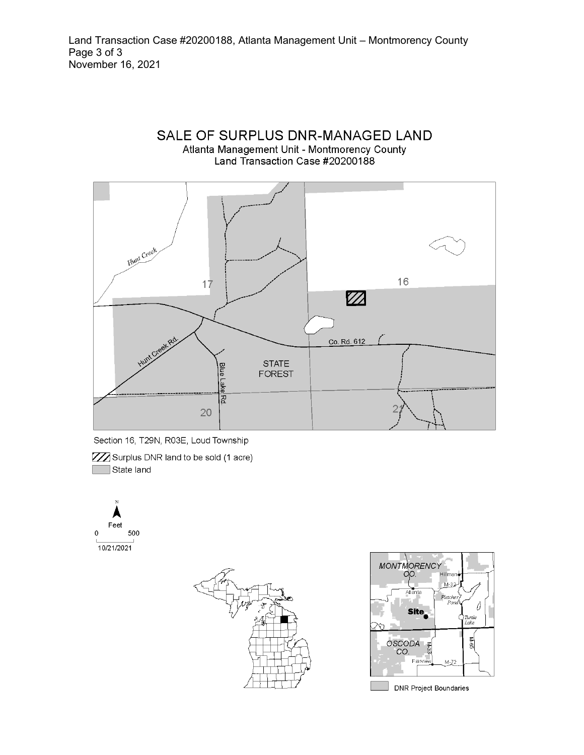## SALE OF SURPLUS DNR-MANAGED LAND

Atlanta Management Unit - Montmorency County
Land Transaction Case #20200188

Hunt Creek

17

16

Co. Rd. 612

Hunt Creek Rd.

Blue Lake Rd.

STATE FOREST

20

21

Section 16, T29N, R03E, Loud Township

Surplus DNR land to be sold (1 acre)

State land

N

Feet

0 500

10/21/2021

MONTMORENCY CO.

Hillman

M-32

Atlanta

Fletcher Pond

Site

Turtle Lake

OSCODA CO.

M-33

M-65

Fairview

M-72

DNR Project Boundaries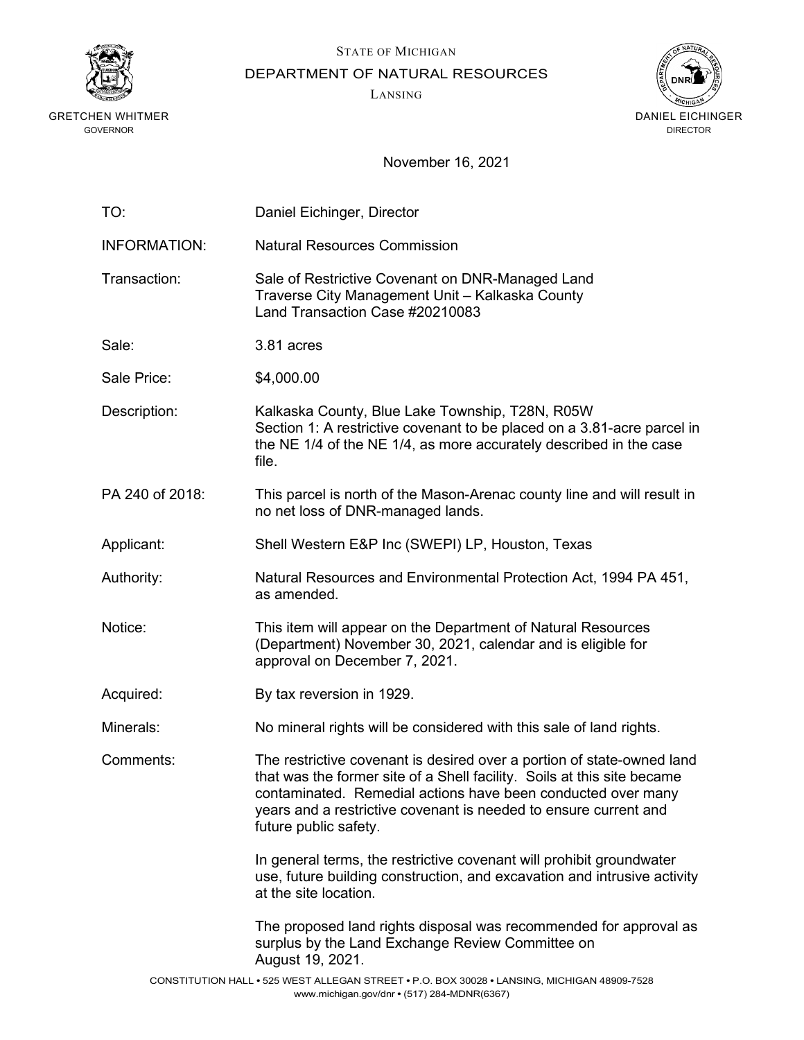STATE OF MICHIGAN

DEPARTMENT OF NATURAL RESOURCES

LANSING

GRETCHEN WHITMER
GOVERNOR

DANIEL EICHINGER
DIRECTOR

November 16, 2021

| | |
|---|---|
| TO: | Daniel Eichinger, Director |
| INFORMATION: | Natural Resources Commission |
| Transaction: | Sale of Restrictive Covenant on DNR-Managed Land<br>Traverse City Management Unit – Kalkaska County<br>Land Transaction Case #20210083 |
| Sale: | 3.81 acres |
| Sale Price: | $4,000.00 |
| Description: | Kalkaska County, Blue Lake Township, T28N, R05W<br>Section 1: A restrictive covenant to be placed on a 3.81-acre parcel in the NE 1/4 of the NE 1/4, as more accurately described in the case file. |
| PA 240 of 2018: | This parcel is north of the Mason-Arenac county line and will result in no net loss of DNR-managed lands. |
| Applicant: | Shell Western E&P Inc (SWEPI) LP, Houston, Texas |
| Authority: | Natural Resources and Environmental Protection Act, 1994 PA 451, as amended. |
| Notice: | This item will appear on the Department of Natural Resources (Department) November 30, 2021, calendar and is eligible for approval on December 7, 2021. |
| Acquired: | By tax reversion in 1929. |
| Minerals: | No mineral rights will be considered with this sale of land rights. |
| Comments: | The restrictive covenant is desired over a portion of state-owned land that was the former site of a Shell facility. Soils at this site became contaminated. Remedial actions have been conducted over many years and a restrictive covenant is needed to ensure current and future public safety.<br><br>In general terms, the restrictive covenant will prohibit groundwater use, future building construction, and excavation and intrusive activity at the site location.<br><br>The proposed land rights disposal was recommended for approval as surplus by the Land Exchange Review Committee on August 19, 2021. |

CONSTITUTION HALL • 525 WEST ALLEGAN STREET • P.O. BOX 30028 • LANSING, MICHIGAN 48909-7528
www.michigan.gov/dnr • (517) 284-MDNR(6367)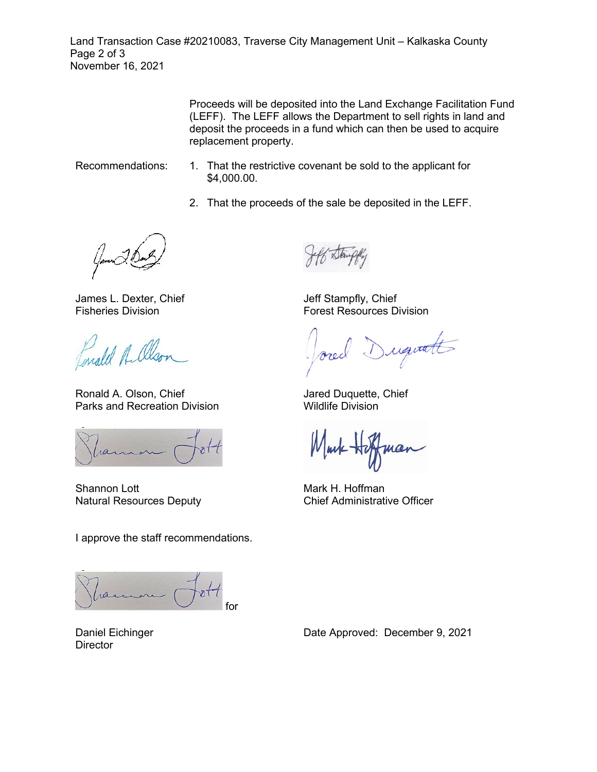Proceeds will be deposited into the Land Exchange Facilitation Fund (LEFF). The LEFF allows the Department to sell rights in land and deposit the proceeds in a fund which can then be used to acquire replacement property.

Recommendations:

1. That the restrictive covenant be sold to the applicant for $4,000.00.
2. That the proceeds of the sale be deposited in the LEFF.

James L. Dexter, Chief
Fisheries Division

Jeff Stampfly, Chief
Forest Resources Division

Ronald A. Olson, Chief
Parks and Recreation Division

Jared Duquette, Chief
Wildlife Division

Shannon Lott
Natural Resources Deputy

Mark H. Hoffman
Chief Administrative Officer

I approve the staff recommendations.

for

Daniel Eichinger
Director

Date Approved: December 9, 2021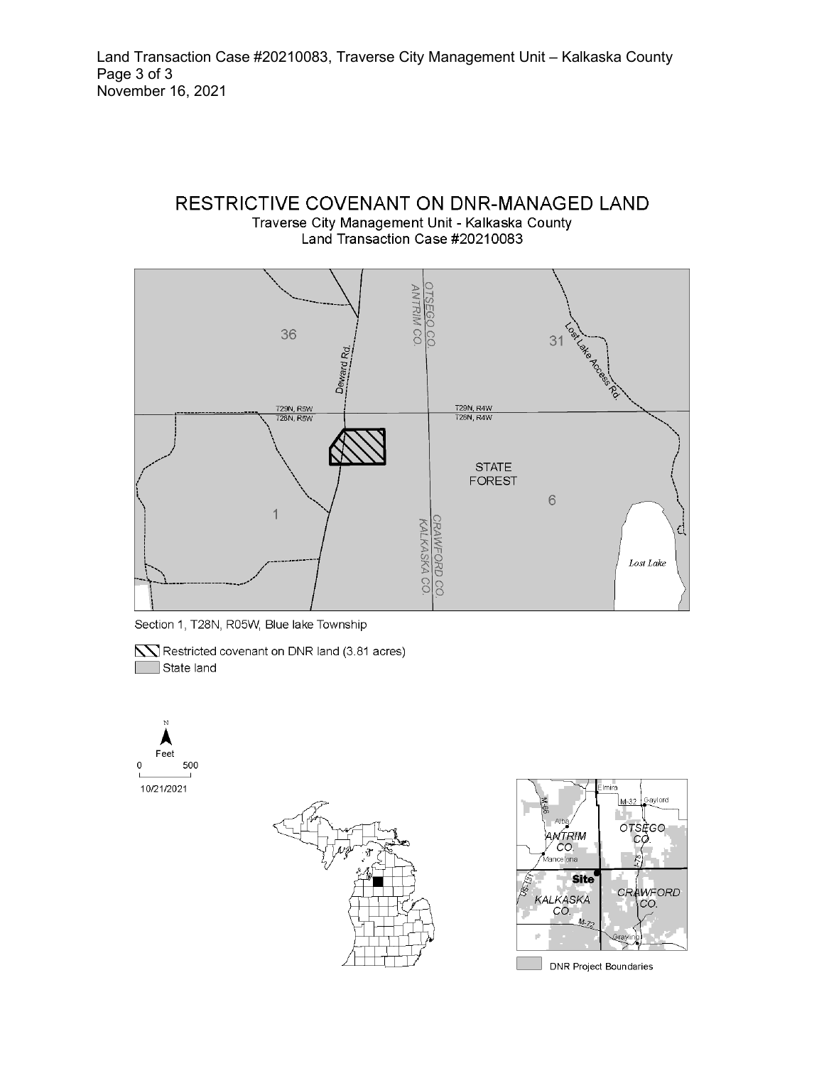# RESTRICTIVE COVENANT ON DNR-MANAGED LAND

Traverse City Management Unit - Kalkaska County
Land Transaction Case #20210083

36

Deward Rd.

OTSEGO CO.
ANTRIM CO.

31

Lost Lake Access Rd.

T29N, R5W
T28N, R5W

T29N, R4W
T28N, R4W

STATE FOREST

6

1

CRAWFORD CO.
KALKASKA CO.

Lost Lake

Section 1, T28N, R05W, Blue lake Township

Restricted covenant on DNR land (3.81 acres)

State land

N

Feet

0 500

10/21/2021

Elmira

M-32 Gaylord

M-66

Alba

ANTRIM CO.

OTSEGO CO.

Mancelona

I-75

Site

US-131

KALKASKA CO.

CRAWFORD CO.

M-72

Grayling

DNR Project Boundaries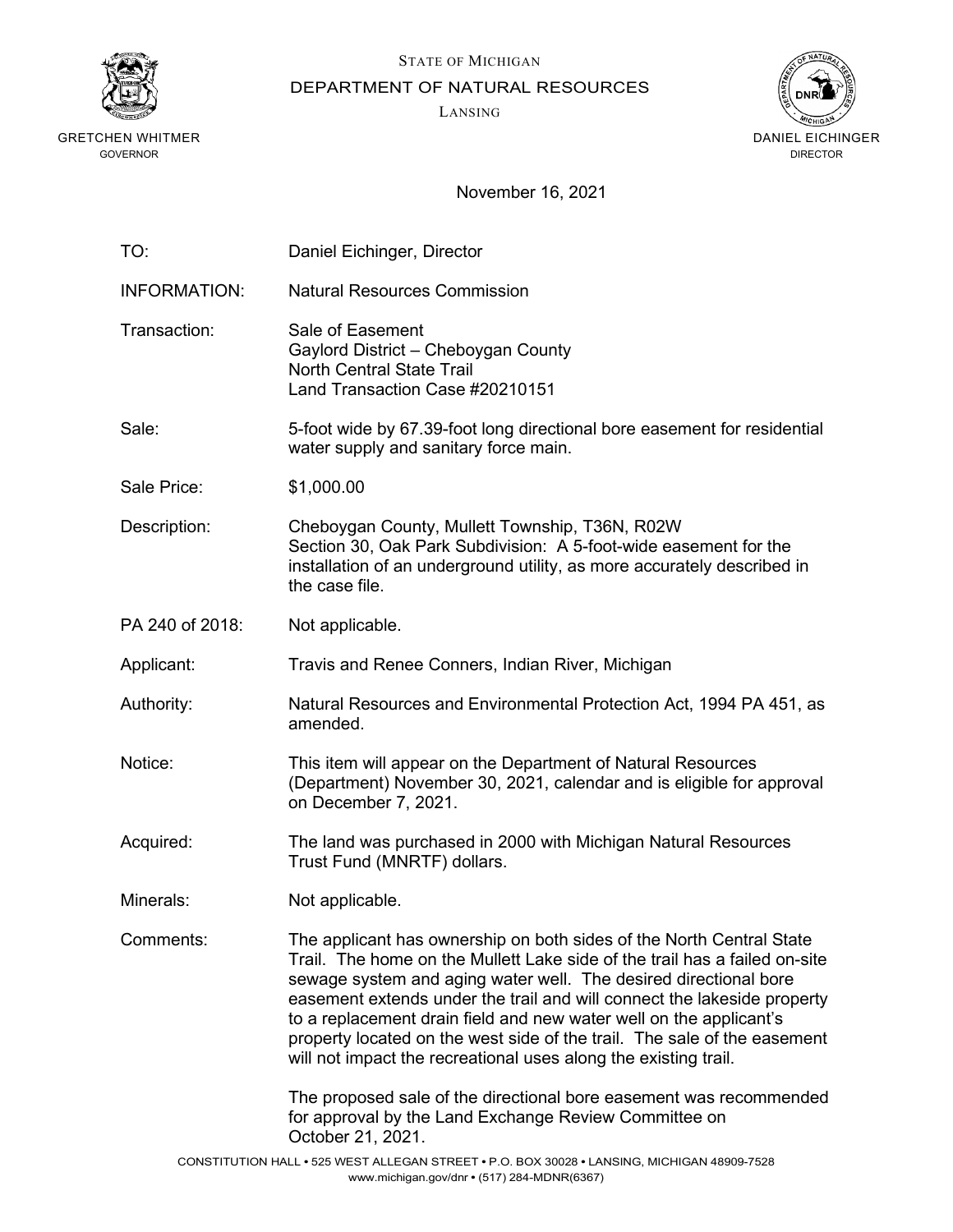STATE OF MICHIGAN

DEPARTMENT OF NATURAL RESOURCES

LANSING

GRETCHEN WHITMER
GOVERNOR

DANIEL EICHINGER
DIRECTOR

November 16, 2021

| | |
|---|---|
| TO: | Daniel Eichinger, Director |
| INFORMATION: | Natural Resources Commission |
| Transaction: | Sale of Easement<br>Gaylord District – Cheboygan County<br>North Central State Trail<br>Land Transaction Case #20210151 |
| Sale: | 5-foot wide by 67.39-foot long directional bore easement for residential water supply and sanitary force main. |
| Sale Price: | $1,000.00 |
| Description: | Cheboygan County, Mullett Township, T36N, R02W<br>Section 30, Oak Park Subdivision: A 5-foot-wide easement for the installation of an underground utility, as more accurately described in the case file. |
| PA 240 of 2018: | Not applicable. |
| Applicant: | Travis and Renee Conners, Indian River, Michigan |
| Authority: | Natural Resources and Environmental Protection Act, 1994 PA 451, as amended. |
| Notice: | This item will appear on the Department of Natural Resources (Department) November 30, 2021, calendar and is eligible for approval on December 7, 2021. |
| Acquired: | The land was purchased in 2000 with Michigan Natural Resources Trust Fund (MNRTF) dollars. |
| Minerals: | Not applicable. |
| Comments: | The applicant has ownership on both sides of the North Central State Trail. The home on the Mullett Lake side of the trail has a failed on-site sewage system and aging water well. The desired directional bore easement extends under the trail and will connect the lakeside property to a replacement drain field and new water well on the applicant's property located on the west side of the trail. The sale of the easement will not impact the recreational uses along the existing trail.<br><br>The proposed sale of the directional bore easement was recommended for approval by the Land Exchange Review Committee on October 21, 2021. |

CONSTITUTION HALL • 525 WEST ALLEGAN STREET • P.O. BOX 30028 • LANSING, MICHIGAN 48909-7528
www.michigan.gov/dnr • (517) 284-MDNR(6367)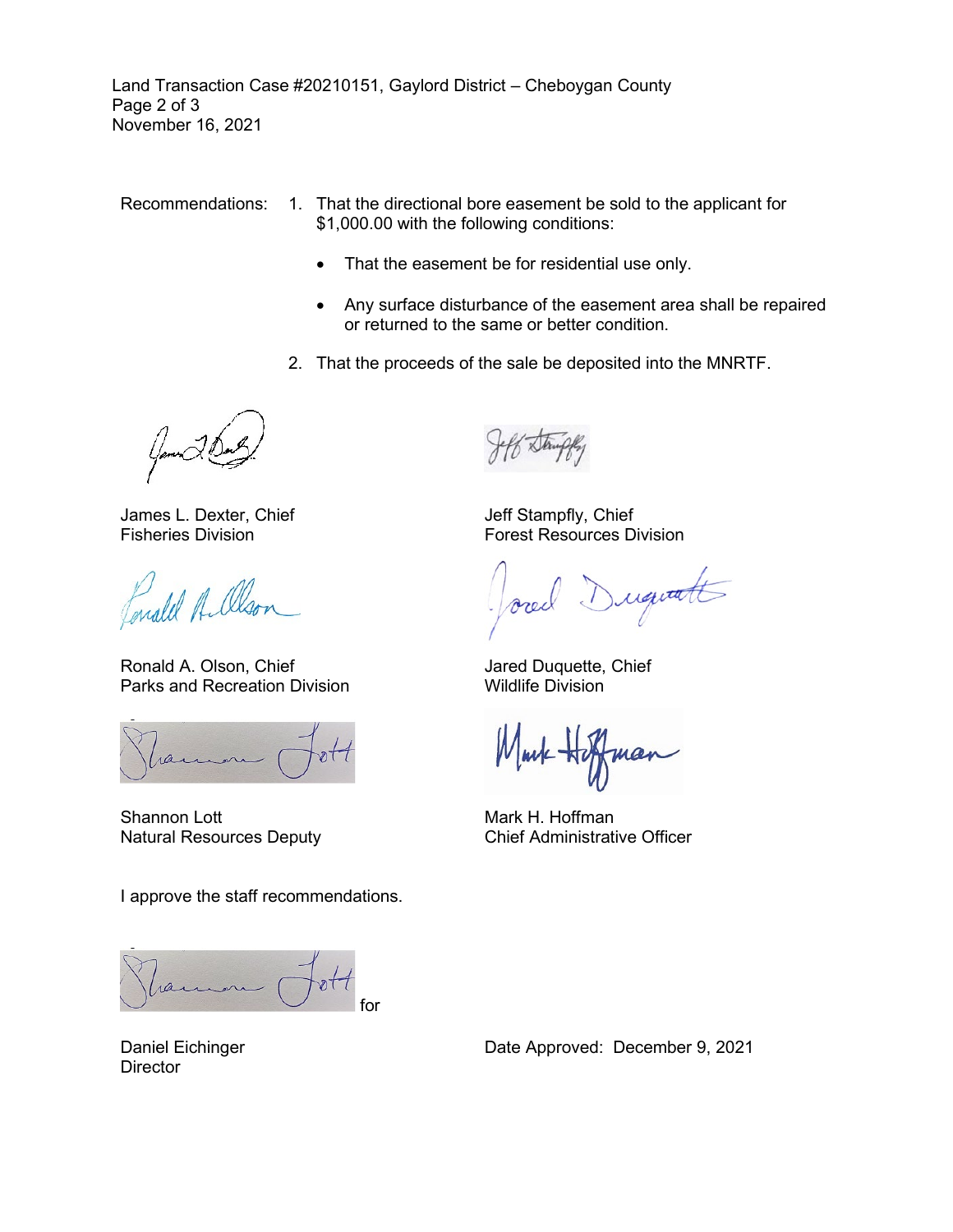Recommendations:

1. That the directional bore easement be sold to the applicant for $1,000.00 with the following conditions:
   - That the easement be for residential use only.
   - Any surface disturbance of the easement area shall be repaired or returned to the same or better condition.
2. That the proceeds of the sale be deposited into the MNRTF.

James L. Dexter, Chief
Fisheries Division

Jeff Stampfly, Chief
Forest Resources Division

Ronald A. Olson, Chief
Parks and Recreation Division

Jared Duquette, Chief
Wildlife Division

Shannon Lott
Natural Resources Deputy

Mark H. Hoffman
Chief Administrative Officer

I approve the staff recommendations.

for

Daniel Eichinger
Director

Date Approved: December 9, 2021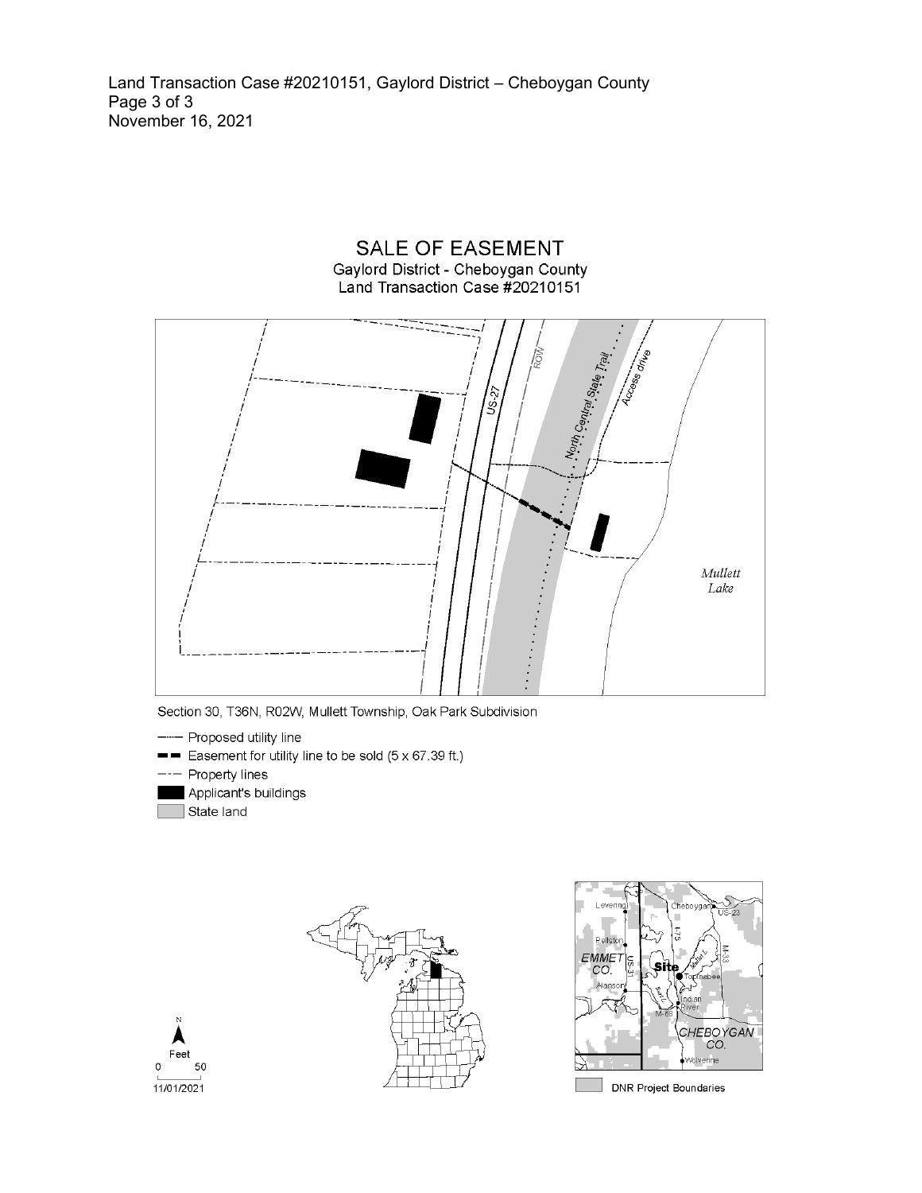# SALE OF EASEMENT

Gaylord District - Cheboygan County
Land Transaction Case #20210151

Section 30, T36N, R02W, Mullett Township, Oak Park Subdivision

- Proposed utility line
- Easement for utility line to be sold (5 x 67.39 ft.)
- Property lines
- Applicant's buildings
- State land

Feet 0 50

11/01/2021

DNR Project Boundaries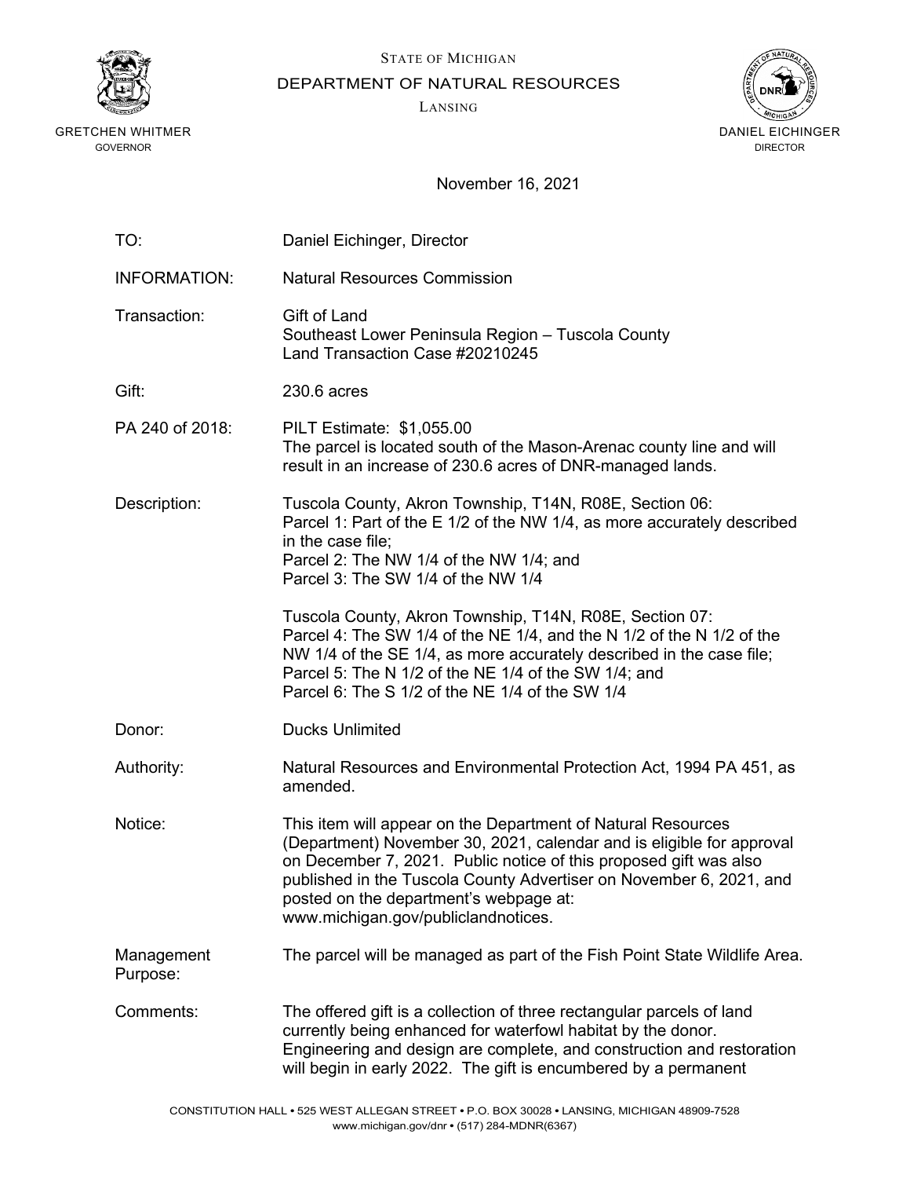STATE OF MICHIGAN

DEPARTMENT OF NATURAL RESOURCES

LANSING

GRETCHEN WHITMER
GOVERNOR

DANIEL EICHINGER
DIRECTOR

November 16, 2021

| | |
|---|---|
| TO: | Daniel Eichinger, Director |
| INFORMATION: | Natural Resources Commission |
| Transaction: | Gift of Land<br>Southeast Lower Peninsula Region – Tuscola County<br>Land Transaction Case #20210245 |
| Gift: | 230.6 acres |
| PA 240 of 2018: | PILT Estimate: $1,055.00<br>The parcel is located south of the Mason-Arenac county line and will result in an increase of 230.6 acres of DNR-managed lands. |
| Description: | Tuscola County, Akron Township, T14N, R08E, Section 06:<br>Parcel 1: Part of the E 1/2 of the NW 1/4, as more accurately described in the case file;<br>Parcel 2: The NW 1/4 of the NW 1/4; and<br>Parcel 3: The SW 1/4 of the NW 1/4<br><br>Tuscola County, Akron Township, T14N, R08E, Section 07:<br>Parcel 4: The SW 1/4 of the NE 1/4, and the N 1/2 of the N 1/2 of the NW 1/4 of the SE 1/4, as more accurately described in the case file;<br>Parcel 5: The N 1/2 of the NE 1/4 of the SW 1/4; and<br>Parcel 6: The S 1/2 of the NE 1/4 of the SW 1/4 |
| Donor: | Ducks Unlimited |
| Authority: | Natural Resources and Environmental Protection Act, 1994 PA 451, as amended. |
| Notice: | This item will appear on the Department of Natural Resources (Department) November 30, 2021, calendar and is eligible for approval on December 7, 2021. Public notice of this proposed gift was also published in the Tuscola County Advertiser on November 6, 2021, and posted on the department's webpage at: www.michigan.gov/publiclandnotices. |
| Management Purpose: | The parcel will be managed as part of the Fish Point State Wildlife Area. |
| Comments: | The offered gift is a collection of three rectangular parcels of land currently being enhanced for waterfowl habitat by the donor. Engineering and design are complete, and construction and restoration will begin in early 2022. The gift is encumbered by a permanent |

CONSTITUTION HALL • 525 WEST ALLEGAN STREET • P.O. BOX 30028 • LANSING, MICHIGAN 48909-7528
www.michigan.gov/dnr • (517) 284-MDNR(6367)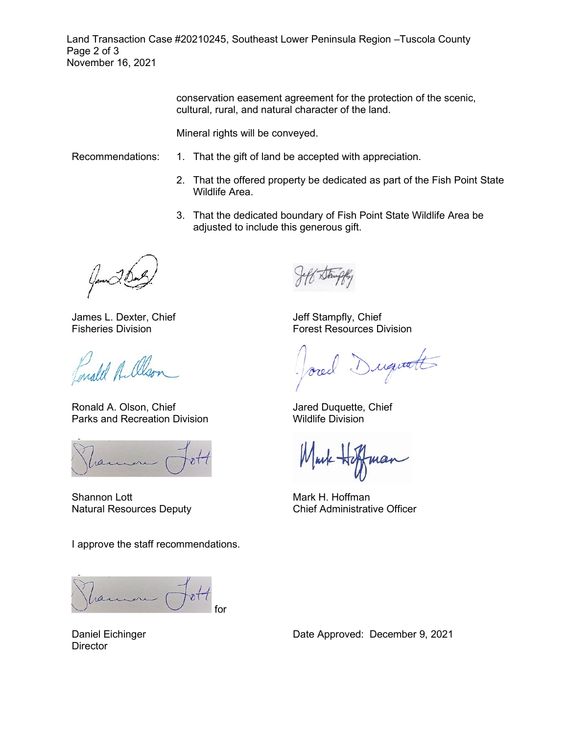conservation easement agreement for the protection of the scenic, cultural, rural, and natural character of the land.

Mineral rights will be conveyed.

Recommendations:

1. That the gift of land be accepted with appreciation.
2. That the offered property be dedicated as part of the Fish Point State Wildlife Area.
3. That the dedicated boundary of Fish Point State Wildlife Area be adjusted to include this generous gift.

James L. Dexter, Chief
Fisheries Division

Jeff Stampfly, Chief
Forest Resources Division

Ronald A. Olson, Chief
Parks and Recreation Division

Jared Duquette, Chief
Wildlife Division

Shannon Lott
Natural Resources Deputy

Mark H. Hoffman
Chief Administrative Officer

I approve the staff recommendations.

for

Daniel Eichinger
Director

Date Approved: December 9, 2021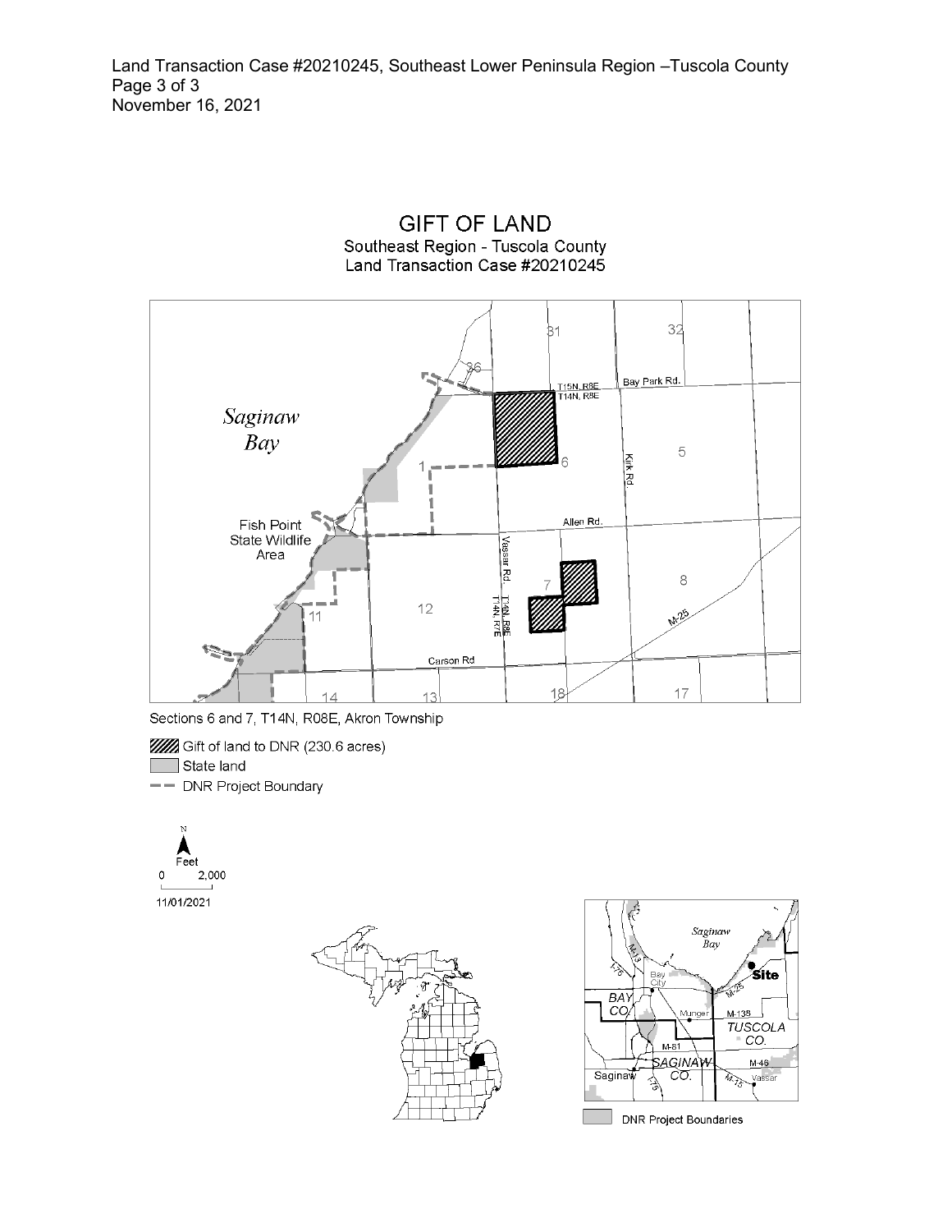# GIFT OF LAND

Southeast Region - Tuscola County
Land Transaction Case #20210245

Sections 6 and 7, T14N, R08E, Akron Township

Gift of land to DNR (230.6 acres)
State land
DNR Project Boundary

11/01/2021

DNR Project Boundaries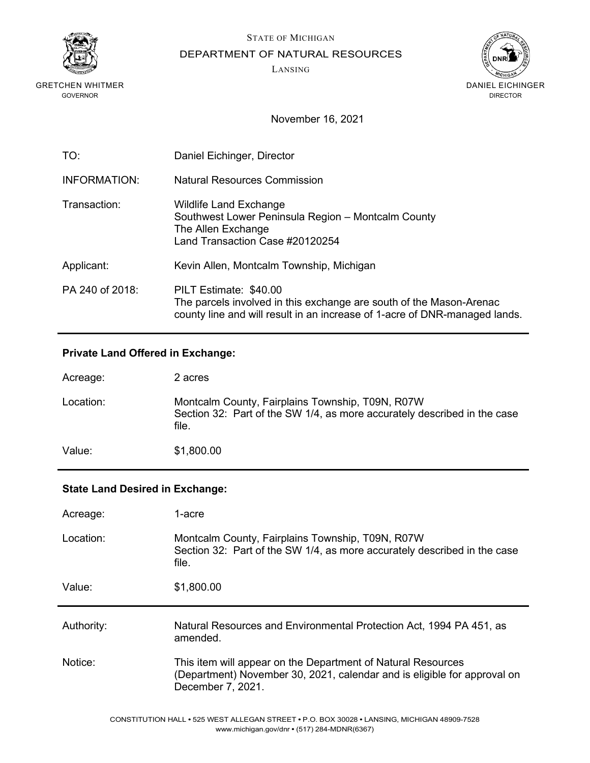STATE OF MICHIGAN

DEPARTMENT OF NATURAL RESOURCES

LANSING

GRETCHEN WHITMER
GOVERNOR

DANIEL EICHINGER
DIRECTOR

November 16, 2021

TO: Daniel Eichinger, Director

INFORMATION: Natural Resources Commission

Transaction: Wildlife Land Exchange
Southwest Lower Peninsula Region – Montcalm County
The Allen Exchange
Land Transaction Case #20120254

Applicant: Kevin Allen, Montcalm Township, Michigan

PA 240 of 2018: PILT Estimate: $40.00
The parcels involved in this exchange are south of the Mason-Arenac county line and will result in an increase of 1-acre of DNR-managed lands.

---

**Private Land Offered in Exchange:**

Acreage: 2 acres

Location: Montcalm County, Fairplains Township, T09N, R07W
Section 32: Part of the SW 1/4, as more accurately described in the case file.

Value: $1,800.00

---

**State Land Desired in Exchange:**

Acreage: 1-acre

Location: Montcalm County, Fairplains Township, T09N, R07W
Section 32: Part of the SW 1/4, as more accurately described in the case file.

Value: $1,800.00

---

Authority: Natural Resources and Environmental Protection Act, 1994 PA 451, as amended.

Notice: This item will appear on the Department of Natural Resources (Department) November 30, 2021, calendar and is eligible for approval on December 7, 2021.

CONSTITUTION HALL • 525 WEST ALLEGAN STREET • P.O. BOX 30028 • LANSING, MICHIGAN 48909-7528
www.michigan.gov/dnr • (517) 284-MDNR(6367)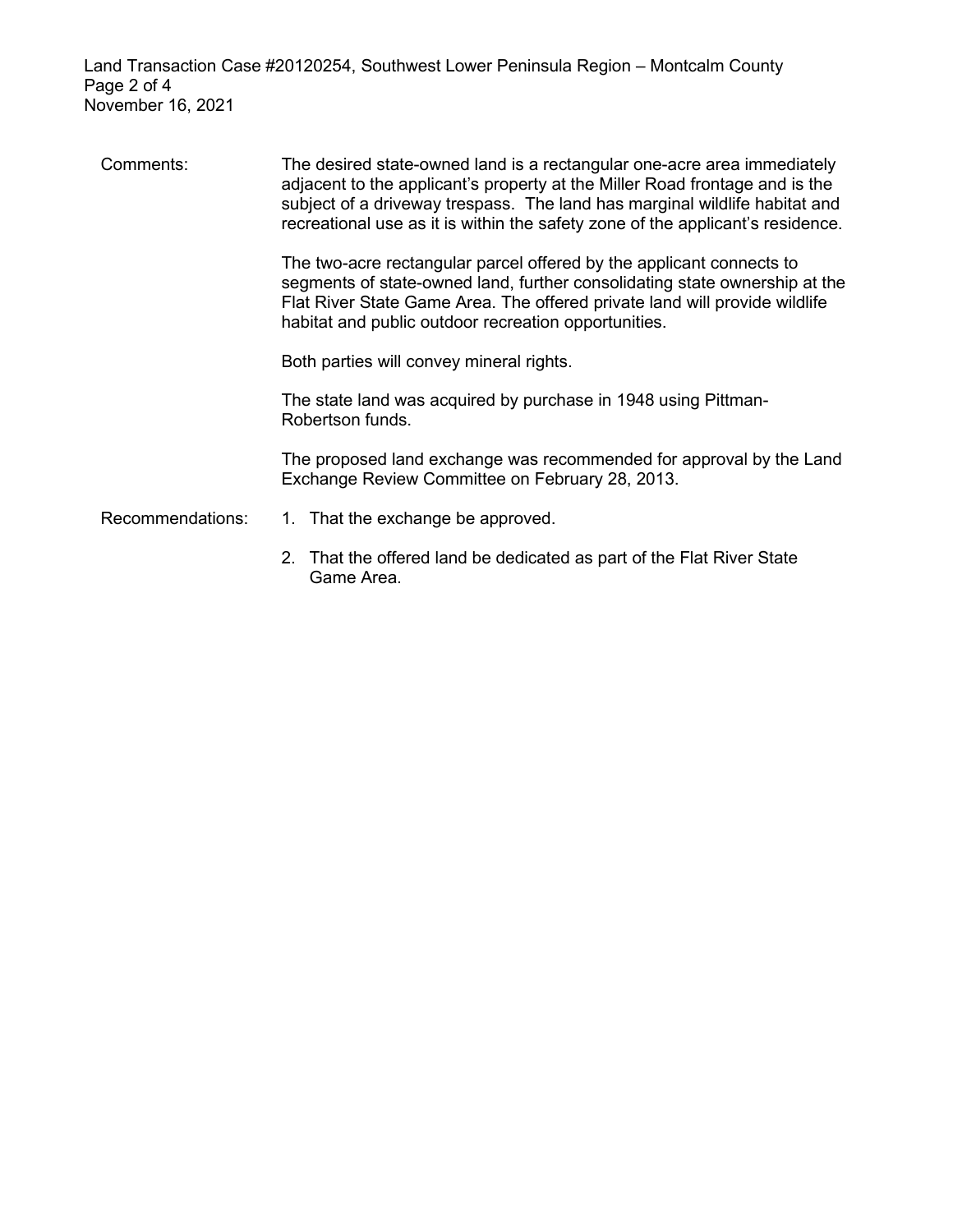Comments: The desired state-owned land is a rectangular one-acre area immediately adjacent to the applicant's property at the Miller Road frontage and is the subject of a driveway trespass. The land has marginal wildlife habitat and recreational use as it is within the safety zone of the applicant's residence.

The two-acre rectangular parcel offered by the applicant connects to segments of state-owned land, further consolidating state ownership at the Flat River State Game Area. The offered private land will provide wildlife habitat and public outdoor recreation opportunities.

Both parties will convey mineral rights.

The state land was acquired by purchase in 1948 using Pittman-Robertson funds.

The proposed land exchange was recommended for approval by the Land Exchange Review Committee on February 28, 2013.

Recommendations:

1. That the exchange be approved.
2. That the offered land be dedicated as part of the Flat River State Game Area.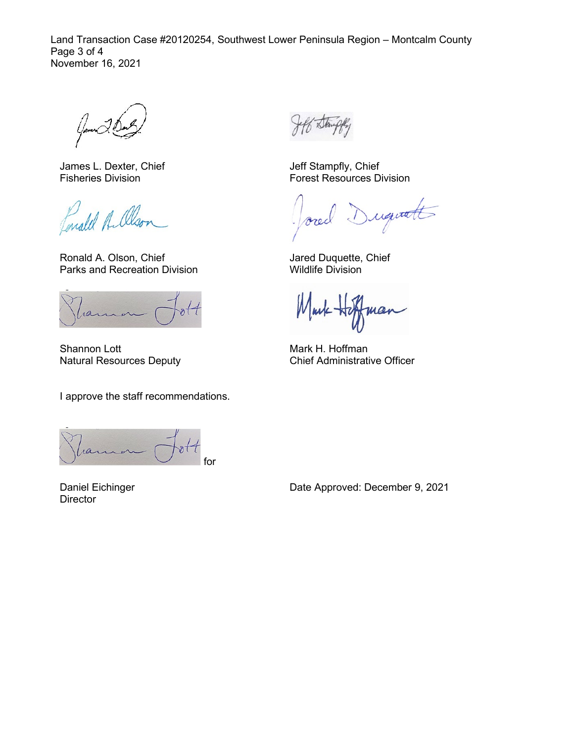James L. Dexter, Chief
Fisheries Division

Jeff Stampfly, Chief
Forest Resources Division

Ronald A. Olson, Chief
Parks and Recreation Division

Jared Duquette, Chief
Wildlife Division

Shannon Lott
Natural Resources Deputy

Mark H. Hoffman
Chief Administrative Officer

I approve the staff recommendations.

for

Daniel Eichinger
Director

Date Approved: December 9, 2021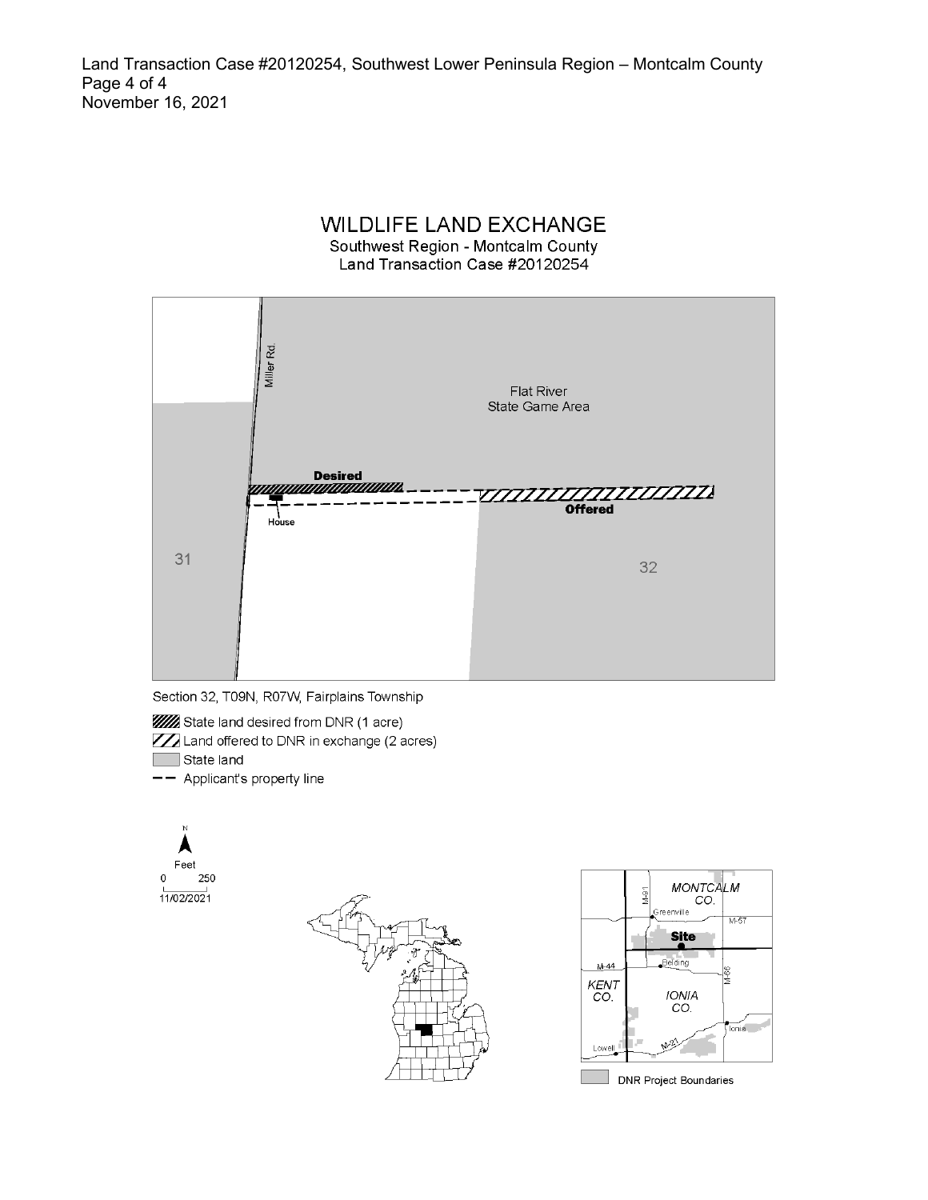# WILDLIFE LAND EXCHANGE

Southwest Region - Montcalm County
Land Transaction Case #20120254

Miller Rd.

Flat River
State Game Area

Desired

Offered

House

31

32

Section 32, T09N, R07W, Fairplains Township

- State land desired from DNR (1 acre)
- Land offered to DNR in exchange (2 acres)
- State land
- Applicant's property line

N

Feet
0 250

11/02/2021

MONTCALM CO.

Greenville

M-91

M-57

Site

Belding

M-44

M-66

KENT CO.

IONIA CO.

Ionia

Lowell

M-21

DNR Project Boundaries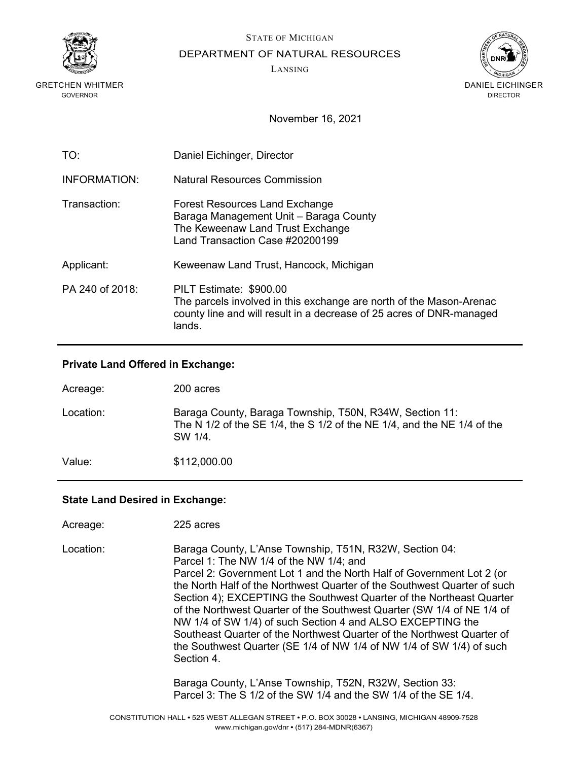STATE OF MICHIGAN

DEPARTMENT OF NATURAL RESOURCES

LANSING

GRETCHEN WHITMER
GOVERNOR

DANIEL EICHINGER
DIRECTOR

November 16, 2021

| | |
|---|---|
| TO: | Daniel Eichinger, Director |
| INFORMATION: | Natural Resources Commission |
| Transaction: | Forest Resources Land Exchange<br>Baraga Management Unit – Baraga County<br>The Keweenaw Land Trust Exchange<br>Land Transaction Case #20200199 |
| Applicant: | Keweenaw Land Trust, Hancock, Michigan |
| PA 240 of 2018: | PILT Estimate: $900.00<br>The parcels involved in this exchange are north of the Mason-Arenac county line and will result in a decrease of 25 acres of DNR-managed lands. |

---

**Private Land Offered in Exchange:**

| | |
|---|---|
| Acreage: | 200 acres |
| Location: | Baraga County, Baraga Township, T50N, R34W, Section 11:<br>The N 1/2 of the SE 1/4, the S 1/2 of the NE 1/4, and the NE 1/4 of the SW 1/4. |
| Value: | $112,000.00 |

---

**State Land Desired in Exchange:**

| | |
|---|---|
| Acreage: | 225 acres |
| Location: | Baraga County, L'Anse Township, T51N, R32W, Section 04:<br>Parcel 1: The NW 1/4 of the NW 1/4; and<br>Parcel 2: Government Lot 1 and the North Half of Government Lot 2 (or the North Half of the Northwest Quarter of the Southwest Quarter of such Section 4); EXCEPTING the Southwest Quarter of the Northeast Quarter of the Northwest Quarter of the Southwest Quarter (SW 1/4 of NE 1/4 of NW 1/4 of SW 1/4) of such Section 4 and ALSO EXCEPTING the Southeast Quarter of the Northwest Quarter of the Northwest Quarter of the Southwest Quarter (SE 1/4 of NW 1/4 of NW 1/4 of SW 1/4) of such Section 4.<br><br>Baraga County, L'Anse Township, T52N, R32W, Section 33:<br>Parcel 3: The S 1/2 of the SW 1/4 and the SW 1/4 of the SE 1/4. |

CONSTITUTION HALL • 525 WEST ALLEGAN STREET • P.O. BOX 30028 • LANSING, MICHIGAN 48909-7528
www.michigan.gov/dnr • (517) 284-MDNR(6367)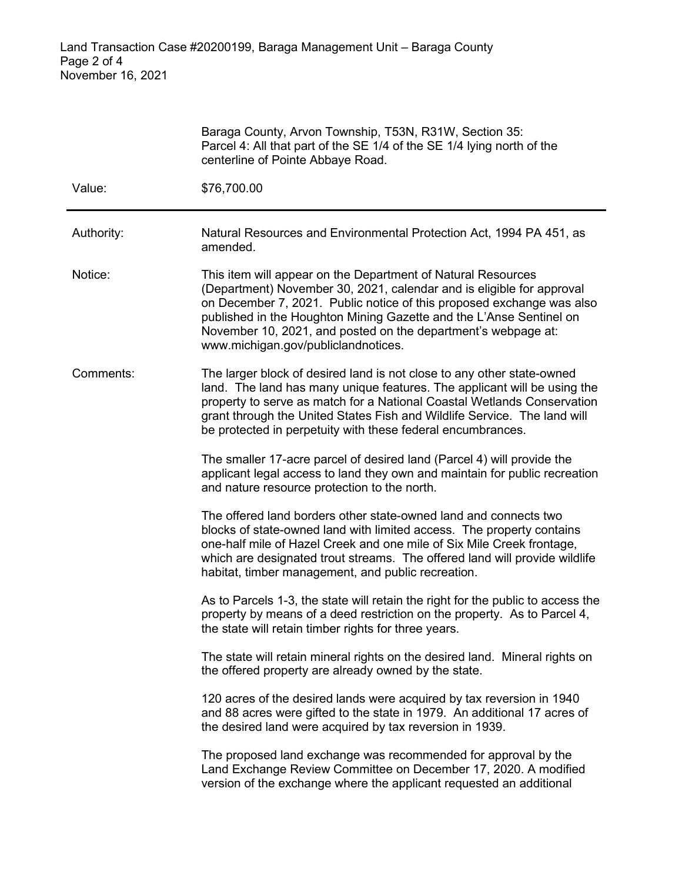Baraga County, Arvon Township, T53N, R31W, Section 35:
Parcel 4: All that part of the SE 1/4 of the SE 1/4 lying north of the centerline of Pointe Abbaye Road.

Value: $76,700.00

---

Authority: Natural Resources and Environmental Protection Act, 1994 PA 451, as amended.

Notice: This item will appear on the Department of Natural Resources (Department) November 30, 2021, calendar and is eligible for approval on December 7, 2021. Public notice of this proposed exchange was also published in the Houghton Mining Gazette and the L'Anse Sentinel on November 10, 2021, and posted on the department's webpage at: www.michigan.gov/publiclandnotices.

Comments: The larger block of desired land is not close to any other state-owned land. The land has many unique features. The applicant will be using the property to serve as match for a National Coastal Wetlands Conservation grant through the United States Fish and Wildlife Service. The land will be protected in perpetuity with these federal encumbrances.

The smaller 17-acre parcel of desired land (Parcel 4) will provide the applicant legal access to land they own and maintain for public recreation and nature resource protection to the north.

The offered land borders other state-owned land and connects two blocks of state-owned land with limited access. The property contains one-half mile of Hazel Creek and one mile of Six Mile Creek frontage, which are designated trout streams. The offered land will provide wildlife habitat, timber management, and public recreation.

As to Parcels 1-3, the state will retain the right for the public to access the property by means of a deed restriction on the property. As to Parcel 4, the state will retain timber rights for three years.

The state will retain mineral rights on the desired land. Mineral rights on the offered property are already owned by the state.

120 acres of the desired lands were acquired by tax reversion in 1940 and 88 acres were gifted to the state in 1979. An additional 17 acres of the desired land were acquired by tax reversion in 1939.

The proposed land exchange was recommended for approval by the Land Exchange Review Committee on December 17, 2020. A modified version of the exchange where the applicant requested an additional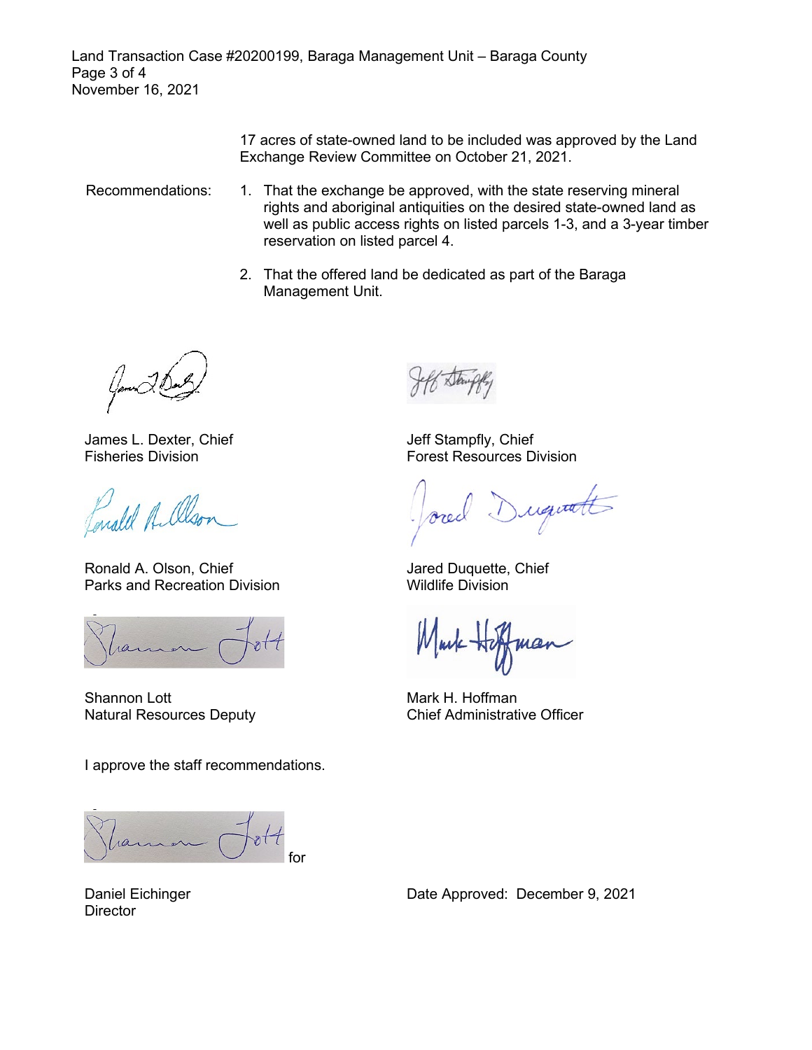17 acres of state-owned land to be included was approved by the Land Exchange Review Committee on October 21, 2021.

Recommendations:

1. That the exchange be approved, with the state reserving mineral rights and aboriginal antiquities on the desired state-owned land as well as public access rights on listed parcels 1-3, and a 3-year timber reservation on listed parcel 4.
2. That the offered land be dedicated as part of the Baraga Management Unit.

James L. Dexter, Chief
Fisheries Division

Jeff Stampfly, Chief
Forest Resources Division

Ronald A. Olson, Chief
Parks and Recreation Division

Jared Duquette, Chief
Wildlife Division

Shannon Lott
Natural Resources Deputy

Mark H. Hoffman
Chief Administrative Officer

I approve the staff recommendations.

Shannon Lott for

Daniel Eichinger
Director

Date Approved: December 9, 2021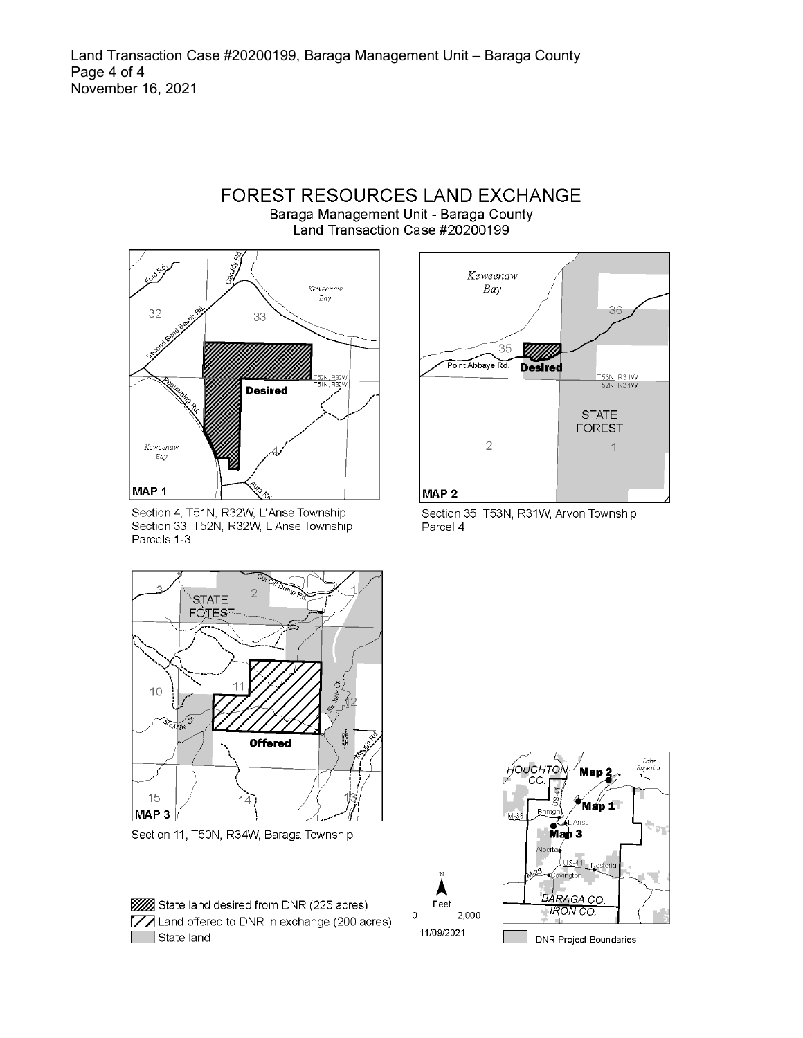# FOREST RESOURCES LAND EXCHANGE

Baraga Management Unit - Baraga County
Land Transaction Case #20200199

**MAP 1**

Section 4, T51N, R32W, L'Anse Township
Section 33, T52N, R32W, L'Anse Township
Parcels 1-3

**MAP 2**

Section 35, T53N, R31W, Arvon Township
Parcel 4

**MAP 3**

Section 11, T50N, R34W, Baraga Township

State land desired from DNR (225 acres)
Land offered to DNR in exchange (200 acres)
State land

Feet
0 2,000
11/09/2021

DNR Project Boundaries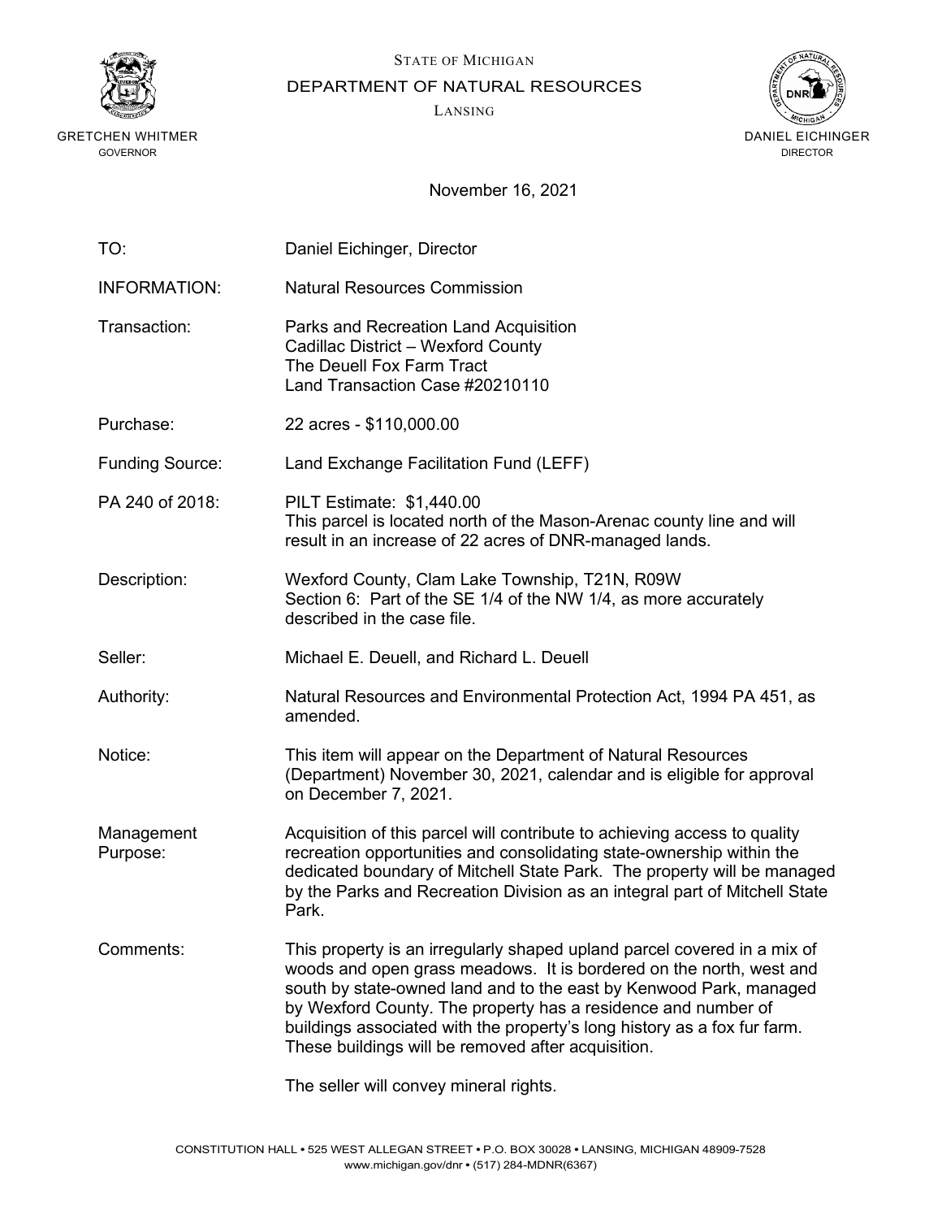STATE OF MICHIGAN

DEPARTMENT OF NATURAL RESOURCES

LANSING

GRETCHEN WHITMER
GOVERNOR

DANIEL EICHINGER
DIRECTOR

November 16, 2021

| | |
|---|---|
| TO: | Daniel Eichinger, Director |
| INFORMATION: | Natural Resources Commission |
| Transaction: | Parks and Recreation Land Acquisition<br>Cadillac District – Wexford County<br>The Deuell Fox Farm Tract<br>Land Transaction Case #20210110 |
| Purchase: | 22 acres - $110,000.00 |
| Funding Source: | Land Exchange Facilitation Fund (LEFF) |
| PA 240 of 2018: | PILT Estimate: $1,440.00<br>This parcel is located north of the Mason-Arenac county line and will result in an increase of 22 acres of DNR-managed lands. |
| Description: | Wexford County, Clam Lake Township, T21N, R09W<br>Section 6: Part of the SE 1/4 of the NW 1/4, as more accurately described in the case file. |
| Seller: | Michael E. Deuell, and Richard L. Deuell |
| Authority: | Natural Resources and Environmental Protection Act, 1994 PA 451, as amended. |
| Notice: | This item will appear on the Department of Natural Resources (Department) November 30, 2021, calendar and is eligible for approval on December 7, 2021. |
| Management Purpose: | Acquisition of this parcel will contribute to achieving access to quality recreation opportunities and consolidating state-ownership within the dedicated boundary of Mitchell State Park. The property will be managed by the Parks and Recreation Division as an integral part of Mitchell State Park. |
| Comments: | This property is an irregularly shaped upland parcel covered in a mix of woods and open grass meadows. It is bordered on the north, west and south by state-owned land and to the east by Kenwood Park, managed by Wexford County. The property has a residence and number of buildings associated with the property's long history as a fox fur farm. These buildings will be removed after acquisition.<br><br>The seller will convey mineral rights. |

CONSTITUTION HALL • 525 WEST ALLEGAN STREET • P.O. BOX 30028 • LANSING, MICHIGAN 48909-7528
www.michigan.gov/dnr • (517) 284-MDNR(6367)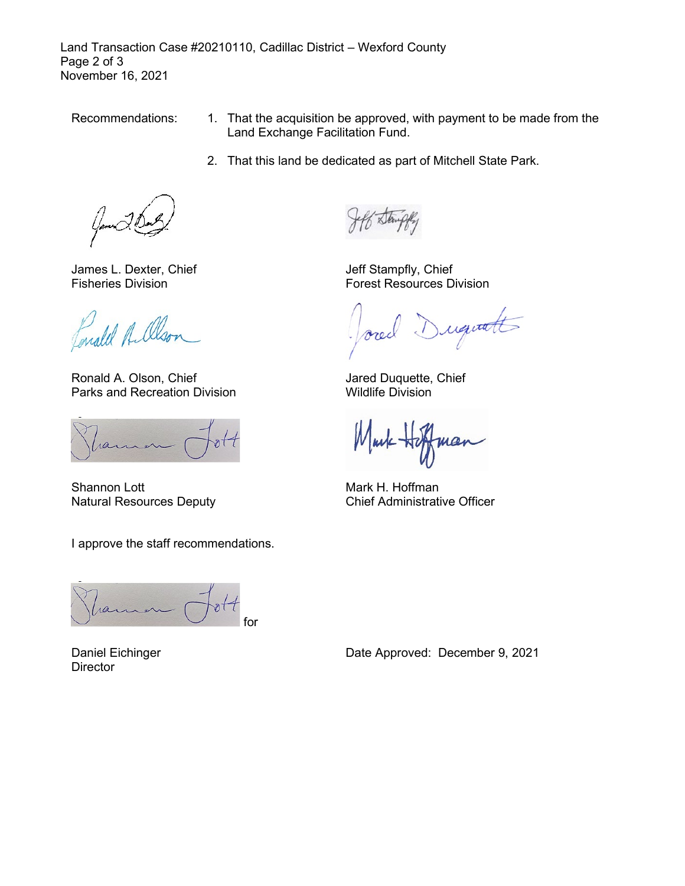Recommendations:

1. That the acquisition be approved, with payment to be made from the Land Exchange Facilitation Fund.
2. That this land be dedicated as part of Mitchell State Park.

James L. Dexter, Chief
Fisheries Division

Jeff Stampfly, Chief
Forest Resources Division

Ronald A. Olson, Chief
Parks and Recreation Division

Jared Duquette, Chief
Wildlife Division

Shannon Lott
Natural Resources Deputy

Mark H. Hoffman
Chief Administrative Officer

I approve the staff recommendations.

for

Daniel Eichinger
Director

Date Approved: December 9, 2021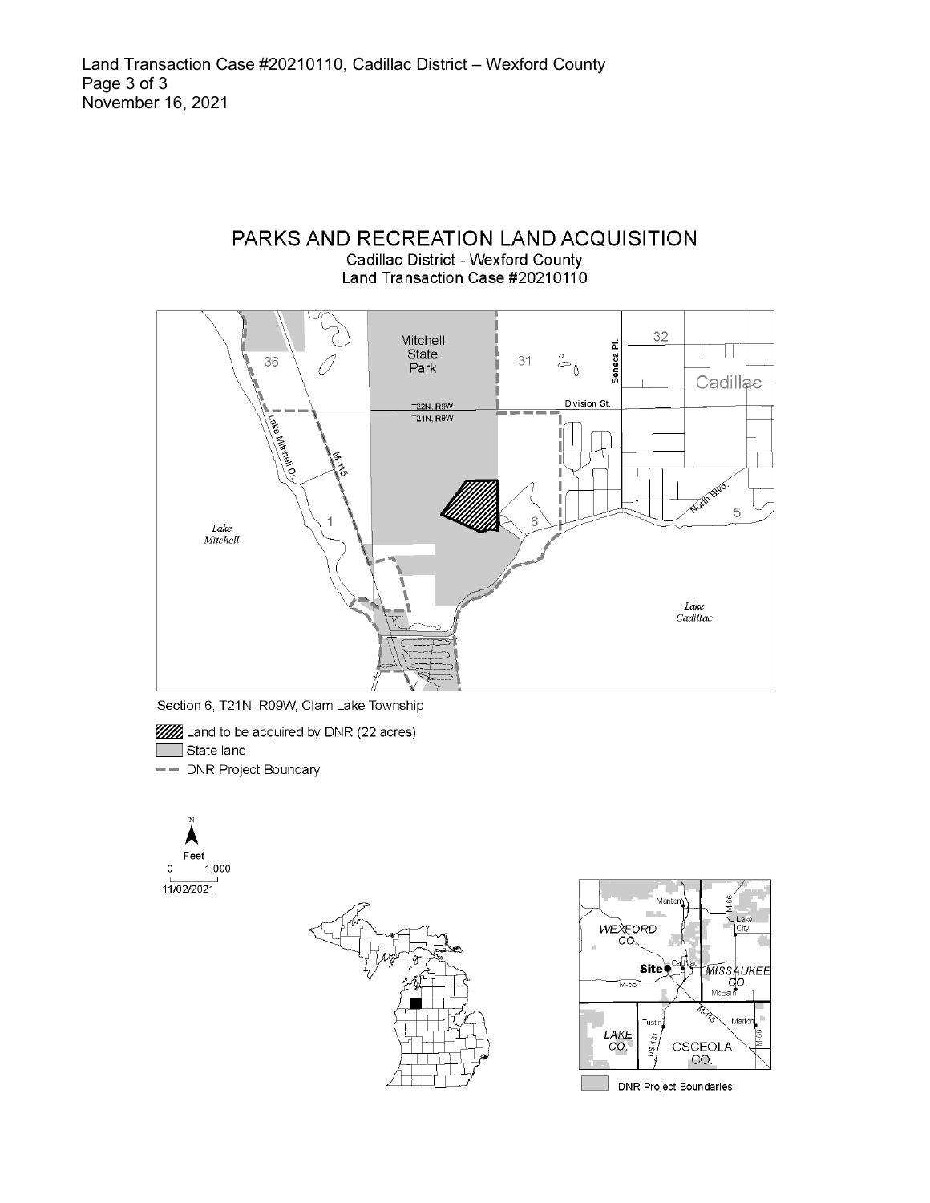# PARKS AND RECREATION LAND ACQUISITION

Cadillac District - Wexford County
Land Transaction Case #20210110

Mitchell State Park

36

31

32

Seneca Pl.

Cadillac

Division St.

T22N, R9W
T21N, R9W

Lake Mitchell Dr.

M-115

North Blvd.

5

6

1

Lake Mitchell

Lake Cadillac

Section 6, T21N, R09W, Clam Lake Township

Land to be acquired by DNR (22 acres)

State land

DNR Project Boundary

N

Feet

0 1,000

11/02/2021

Manton

M-66

Lake City

WEXFORD CO.

Site

Cadillac

MISSAUKEE CO.

M-55

McBain

M-115

Tustin

Marion

LAKE CO.

US-131

OSCEOLA CO.

M-66

DNR Project Boundaries